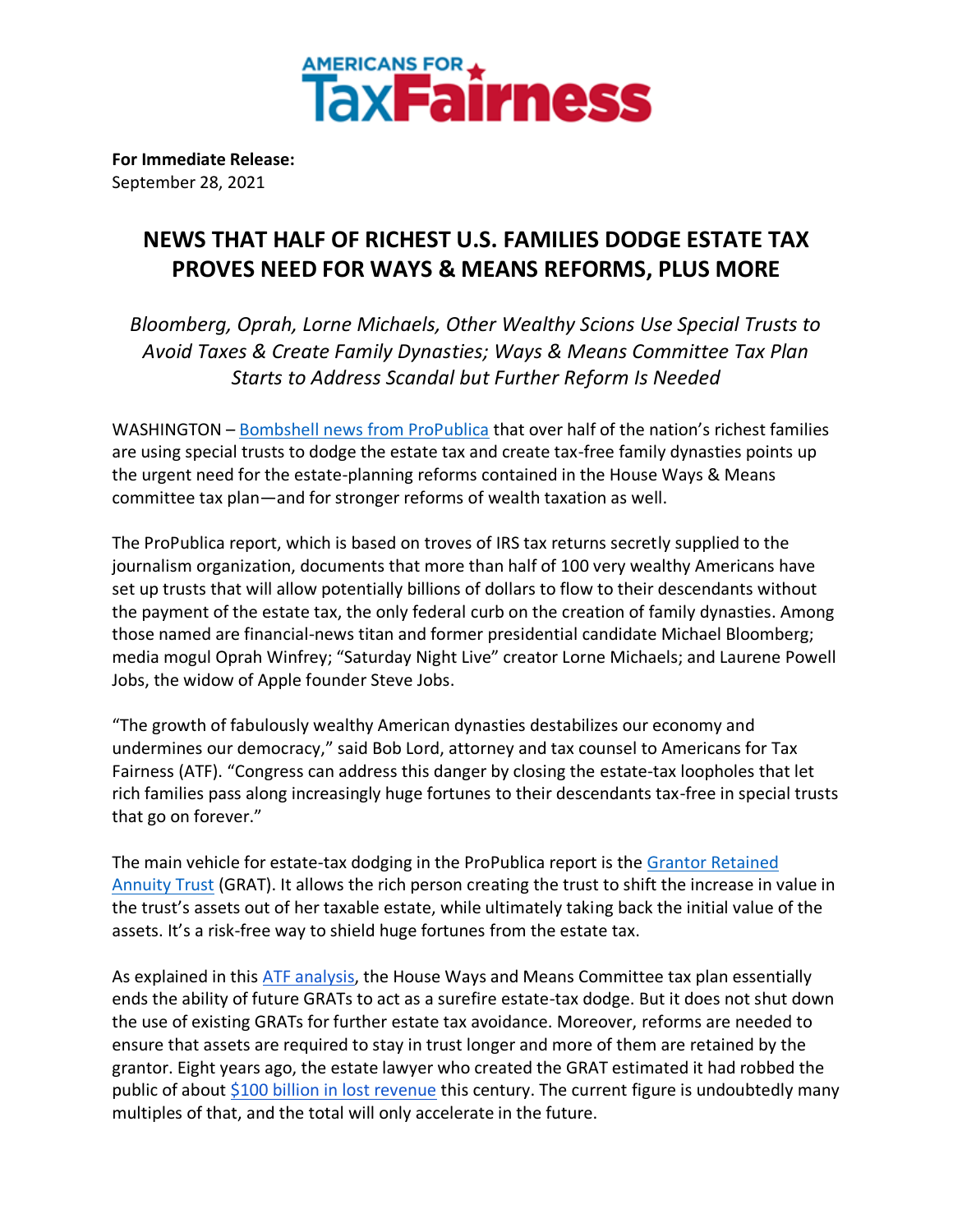AMERICANS FOR TaxFairness

**For Immediate Release:**
September 28, 2021

# NEWS THAT HALF OF RICHEST U.S. FAMILIES DODGE ESTATE TAX PROVES NEED FOR WAYS & MEANS REFORMS, PLUS MORE

*Bloomberg, Oprah, Lorne Michaels, Other Wealthy Scions Use Special Trusts to Avoid Taxes & Create Family Dynasties; Ways & Means Committee Tax Plan Starts to Address Scandal but Further Reform Is Needed*

WASHINGTON – Bombshell news from ProPublica that over half of the nation's richest families are using special trusts to dodge the estate tax and create tax-free family dynasties points up the urgent need for the estate-planning reforms contained in the House Ways & Means committee tax plan—and for stronger reforms of wealth taxation as well.

The ProPublica report, which is based on troves of IRS tax returns secretly supplied to the journalism organization, documents that more than half of 100 very wealthy Americans have set up trusts that will allow potentially billions of dollars to flow to their descendants without the payment of the estate tax, the only federal curb on the creation of family dynasties. Among those named are financial-news titan and former presidential candidate Michael Bloomberg; media mogul Oprah Winfrey; "Saturday Night Live" creator Lorne Michaels; and Laurene Powell Jobs, the widow of Apple founder Steve Jobs.

"The growth of fabulously wealthy American dynasties destabilizes our economy and undermines our democracy," said Bob Lord, attorney and tax counsel to Americans for Tax Fairness (ATF). "Congress can address this danger by closing the estate-tax loopholes that let rich families pass along increasingly huge fortunes to their descendants tax-free in special trusts that go on forever."

The main vehicle for estate-tax dodging in the ProPublica report is the Grantor Retained Annuity Trust (GRAT). It allows the rich person creating the trust to shift the increase in value in the trust's assets out of her taxable estate, while ultimately taking back the initial value of the assets. It's a risk-free way to shield huge fortunes from the estate tax.

As explained in this ATF analysis, the House Ways and Means Committee tax plan essentially ends the ability of future GRATs to act as a surefire estate-tax dodge. But it does not shut down the use of existing GRATs for further estate tax avoidance. Moreover, reforms are needed to ensure that assets are required to stay in trust longer and more of them are retained by the grantor. Eight years ago, the estate lawyer who created the GRAT estimated it had robbed the public of about $100 billion in lost revenue this century. The current figure is undoubtedly many multiples of that, and the total will only accelerate in the future.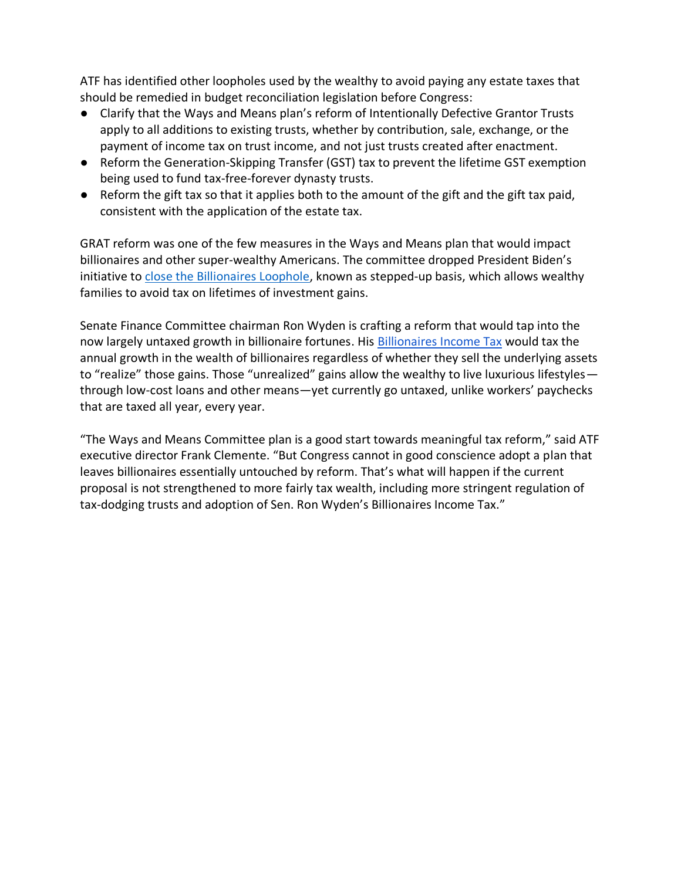ATF has identified other loopholes used by the wealthy to avoid paying any estate taxes that should be remedied in budget reconciliation legislation before Congress:

- Clarify that the Ways and Means plan's reform of Intentionally Defective Grantor Trusts apply to all additions to existing trusts, whether by contribution, sale, exchange, or the payment of income tax on trust income, and not just trusts created after enactment.
- Reform the Generation-Skipping Transfer (GST) tax to prevent the lifetime GST exemption being used to fund tax-free-forever dynasty trusts.
- Reform the gift tax so that it applies both to the amount of the gift and the gift tax paid, consistent with the application of the estate tax.

GRAT reform was one of the few measures in the Ways and Means plan that would impact billionaires and other super-wealthy Americans. The committee dropped President Biden's initiative to close the Billionaires Loophole, known as stepped-up basis, which allows wealthy families to avoid tax on lifetimes of investment gains.

Senate Finance Committee chairman Ron Wyden is crafting a reform that would tap into the now largely untaxed growth in billionaire fortunes. His Billionaires Income Tax would tax the annual growth in the wealth of billionaires regardless of whether they sell the underlying assets to "realize" those gains. Those "unrealized" gains allow the wealthy to live luxurious lifestyles—through low-cost loans and other means—yet currently go untaxed, unlike workers' paychecks that are taxed all year, every year.

"The Ways and Means Committee plan is a good start towards meaningful tax reform," said ATF executive director Frank Clemente. "But Congress cannot in good conscience adopt a plan that leaves billionaires essentially untouched by reform. That's what will happen if the current proposal is not strengthened to more fairly tax wealth, including more stringent regulation of tax-dodging trusts and adoption of Sen. Ron Wyden's Billionaires Income Tax."